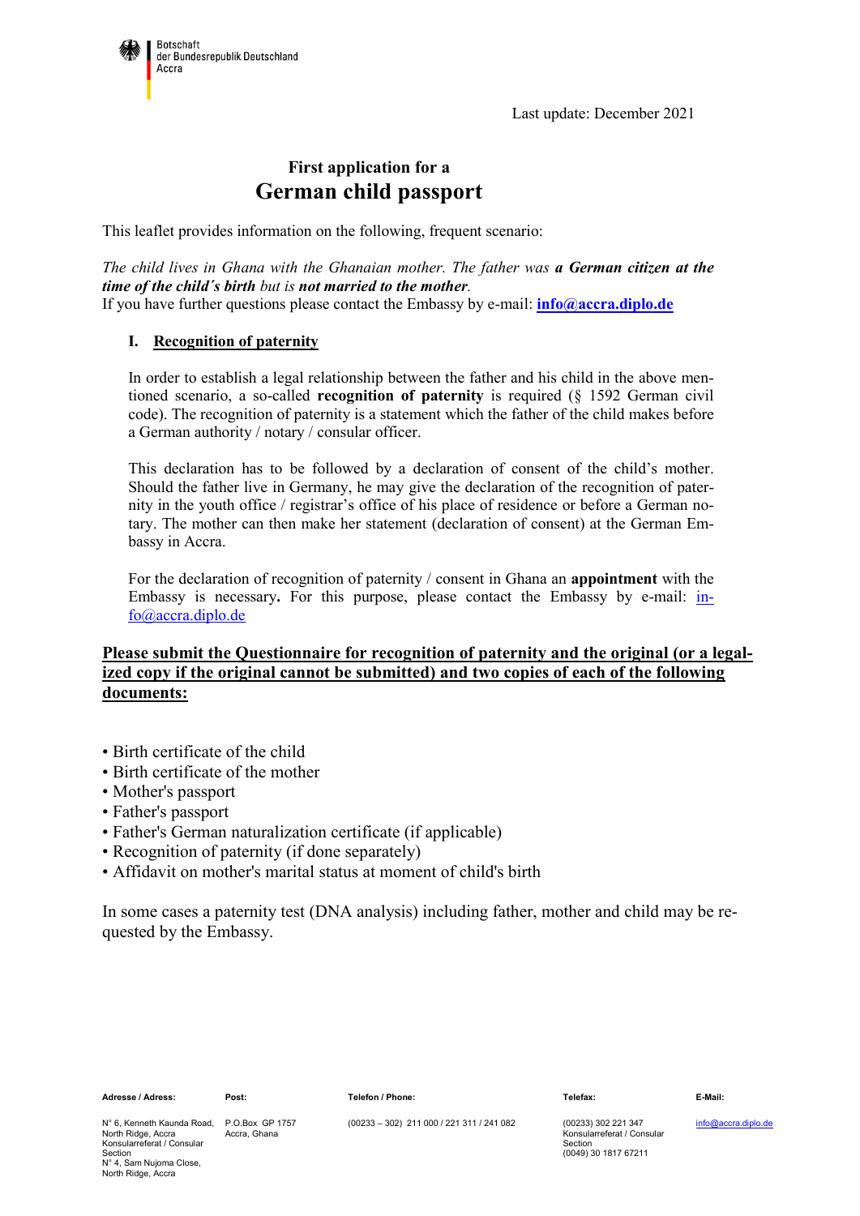Botschaft der Bundesrepublik Deutschland Accra

Last update: December 2021

# First application for a German child passport

This leaflet provides information on the following, frequent scenario:

*The child lives in Ghana with the Ghanaian mother. The father was **a German citizen at the time of the child´s birth** but is **not married to the mother**.*
If you have further questions please contact the Embassy by e-mail: **info@accra.diplo.de**

## I. Recognition of paternity

In order to establish a legal relationship between the father and his child in the above mentioned scenario, a so-called **recognition of paternity** is required (§ 1592 German civil code). The recognition of paternity is a statement which the father of the child makes before a German authority / notary / consular officer.

This declaration has to be followed by a declaration of consent of the child's mother. Should the father live in Germany, he may give the declaration of the recognition of paternity in the youth office / registrar's office of his place of residence or before a German notary. The mother can then make her statement (declaration of consent) at the German Embassy in Accra.

For the declaration of recognition of paternity / consent in Ghana an **appointment** with the Embassy is necessary**.** For this purpose, please contact the Embassy by e-mail: info@accra.diplo.de

**Please submit the Questionnaire for recognition of paternity and the original (or a legalized copy if the original cannot be submitted) and two copies of each of the following documents:**

- Birth certificate of the child
- Birth certificate of the mother
- Mother's passport
- Father's passport
- Father's German naturalization certificate (if applicable)
- Recognition of paternity (if done separately)
- Affidavit on mother's marital status at moment of child's birth

In some cases a paternity test (DNA analysis) including father, mother and child may be requested by the Embassy.

| Adresse / Adress: | Post: | Telefon / Phone: | Telefax: | E-Mail: |
|---|---|---|---|---|
| N° 6, Kenneth Kaunda Road, North Ridge, Accra<br>Konsularreferat / Consular Section<br>N° 4, Sam Nujoma Close, North Ridge, Accra | P.O.Box GP 1757<br>Accra, Ghana | (00233 – 302) 211 000 / 221 311 / 241 082 | (00233) 302 221 347<br>Konsularreferat / Consular Section<br>(0049) 30 1817 67211 | info@accra.diplo.de |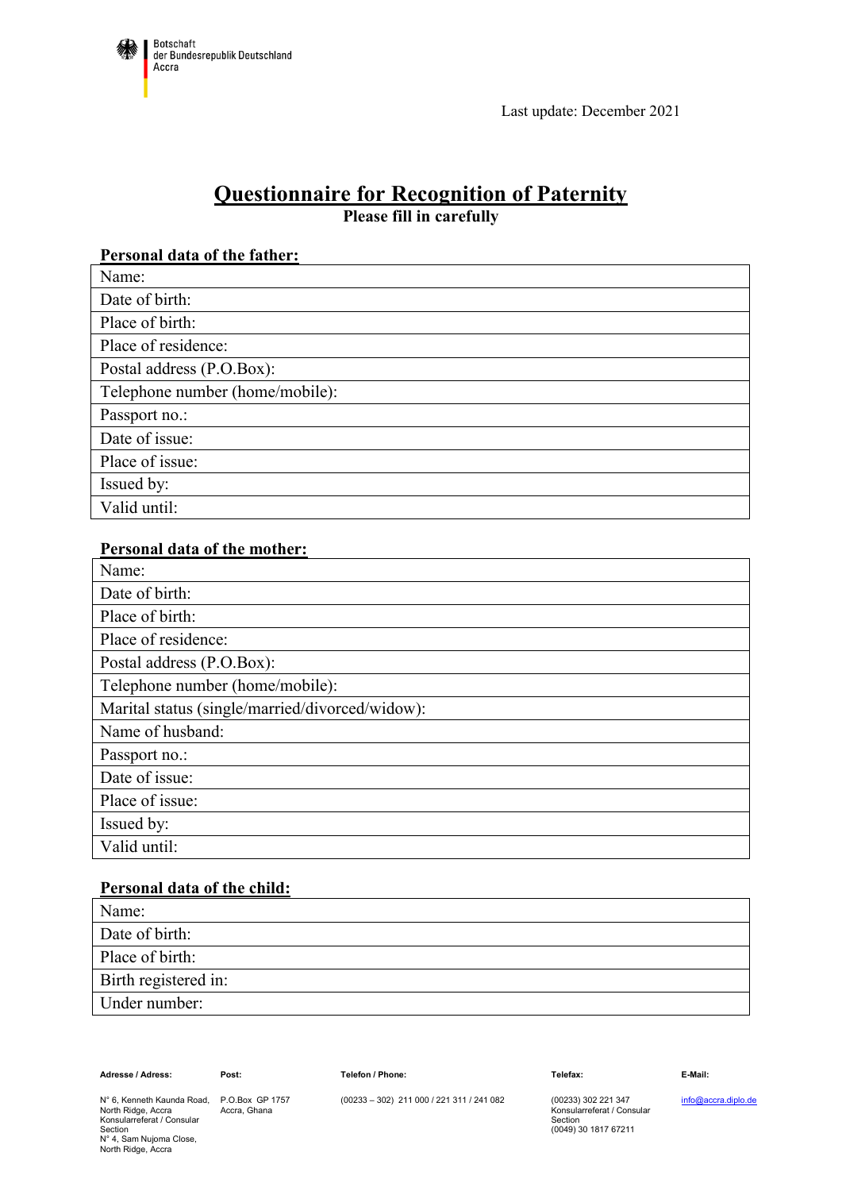Botschaft
der Bundesrepublik Deutschland
Accra

Last update: December 2021

# Questionnaire for Recognition of Paternity

**Please fill in carefully**

## Personal data of the father:

| Name: |
|---|
| Date of birth: |
| Place of birth: |
| Place of residence: |
| Postal address (P.O.Box): |
| Telephone number (home/mobile): |
| Passport no.: |
| Date of issue: |
| Place of issue: |
| Issued by: |
| Valid until: |

## Personal data of the mother:

| Name: |
|---|
| Date of birth: |
| Place of birth: |
| Place of residence: |
| Postal address (P.O.Box): |
| Telephone number (home/mobile): |
| Marital status (single/married/divorced/widow): |
| Name of husband: |
| Passport no.: |
| Date of issue: |
| Place of issue: |
| Issued by: |
| Valid until: |

## Personal data of the child:

| Name: |
|---|
| Date of birth: |
| Place of birth: |
| Birth registered in: |
| Under number: |

| Adresse / Adress: | Post: | Telefon / Phone: | Telefax: | E-Mail: |
|---|---|---|---|---|
| N° 6, Kenneth Kaunda Road, North Ridge, Accra<br>Konsularreferat / Consular Section<br>N° 4, Sam Nujoma Close, North Ridge, Accra | P.O.Box GP 1757<br>Accra, Ghana | (00233 – 302) 211 000 / 221 311 / 241 082 | (00233) 302 221 347<br>Konsularreferat / Consular Section<br>(0049) 30 1817 67211 | info@accra.diplo.de |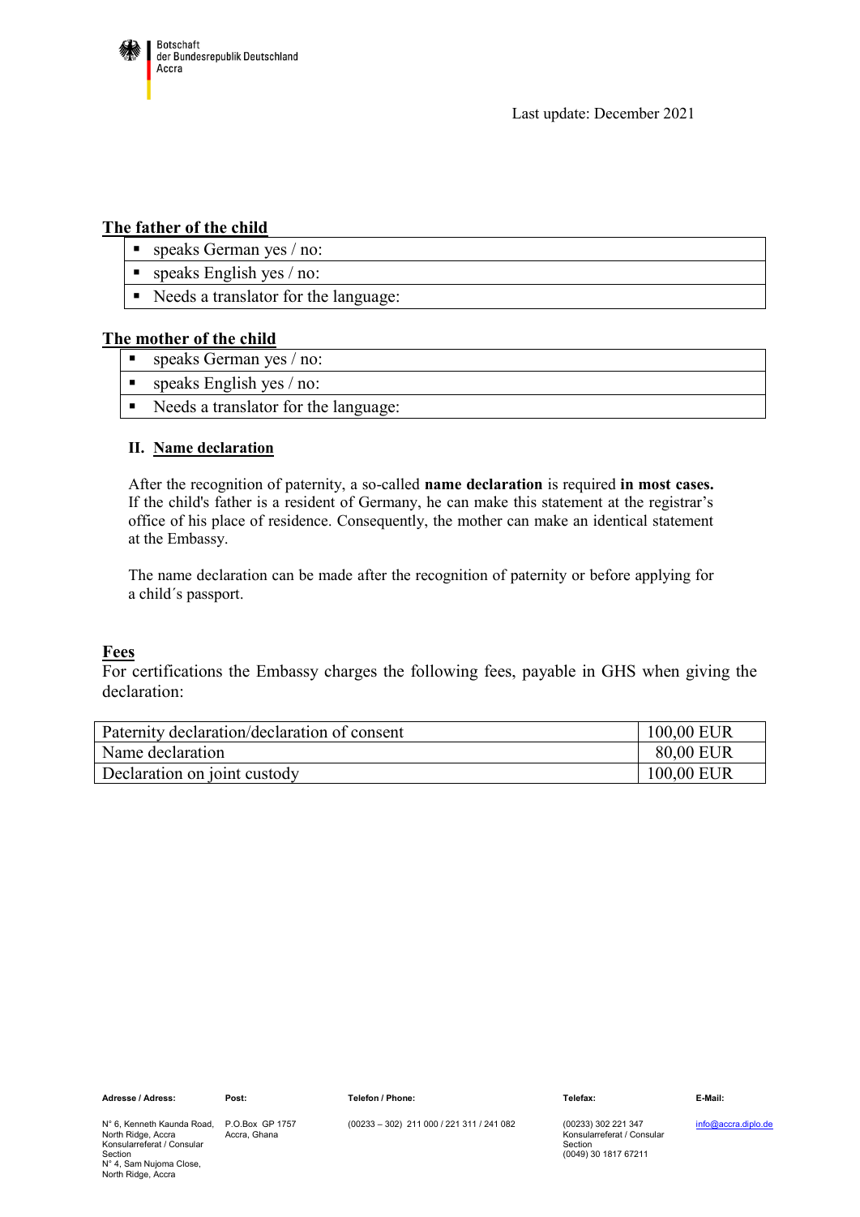Last update: December 2021

## The father of the child

| |
|---|
| ▪ speaks German yes / no: |
| ▪ speaks English yes / no: |
| ▪ Needs a translator for the language: |

## The mother of the child

| |
|---|
| ▪ speaks German yes / no: |
| ▪ speaks English yes / no: |
| ▪ Needs a translator for the language: |

### II. Name declaration

After the recognition of paternity, a so-called **name declaration** is required **in most cases.** If the child's father is a resident of Germany, he can make this statement at the registrar's office of his place of residence. Consequently, the mother can make an identical statement at the Embassy.

The name declaration can be made after the recognition of paternity or before applying for a child´s passport.

## Fees

For certifications the Embassy charges the following fees, payable in GHS when giving the declaration:

| | |
|---|---|
| Paternity declaration/declaration of consent | 100,00 EUR |
| Name declaration | 80,00 EUR |
| Declaration on joint custody | 100,00 EUR |